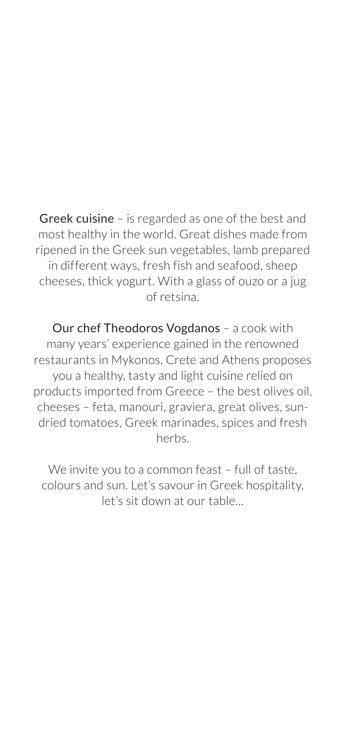**Greek cuisine** – is regarded as one of the best and most healthy in the world. Great dishes made from ripened in the Greek sun vegetables, lamb prepared in different ways, fresh fish and seafood, sheep cheeses, thick yogurt. With a glass of ouzo or a jug of retsina.

**Our chef Theodoros Vogdanos** – a cook with many years' experience gained in the renowned restaurants in Mykonos, Crete and Athens proposes you a healthy, tasty and light cuisine relied on products imported from Greece – the best olives oil, cheeses – feta, manouri, graviera, great olives, sun-dried tomatoes, Greek marinades, spices and fresh herbs.

We invite you to a common feast – full of taste, colours and sun. Let's savour in Greek hospitality, let's sit down at our table...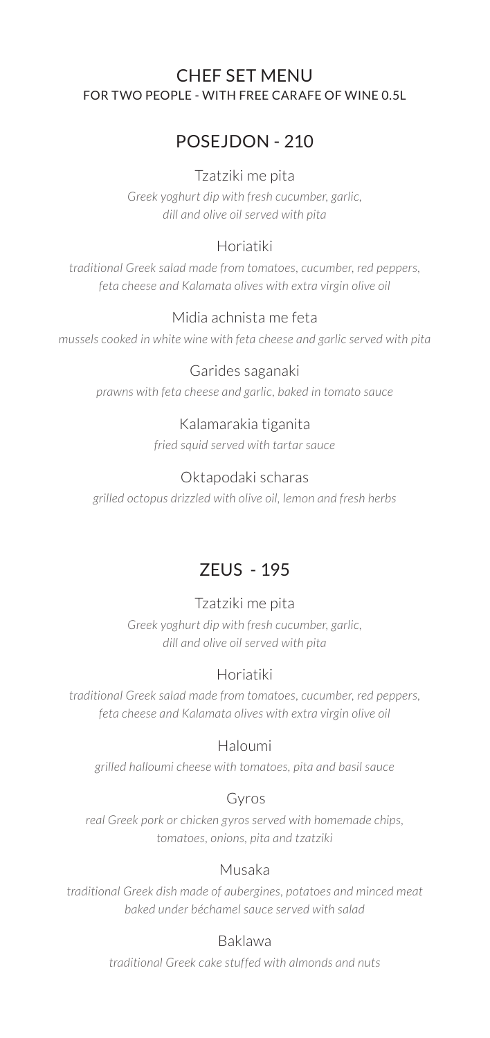# CHEF SET MENU

FOR TWO PEOPLE - WITH FREE CARAFE OF WINE 0.5L

## POSEJDON - 210

### Tzatziki me pita

*Greek yoghurt dip with fresh cucumber, garlic, dill and olive oil served with pita*

### Horiatiki

*traditional Greek salad made from tomatoes, cucumber, red peppers, feta cheese and Kalamata olives with extra virgin olive oil*

### Midia achnista me feta

*mussels cooked in white wine with feta cheese and garlic served with pita*

### Garides saganaki

*prawns with feta cheese and garlic, baked in tomato sauce*

### Kalamarakia tiganita

*fried squid served with tartar sauce*

### Oktapodaki scharas

*grilled octopus drizzled with olive oil, lemon and fresh herbs*

## ZEUS - 195

### Tzatziki me pita

*Greek yoghurt dip with fresh cucumber, garlic, dill and olive oil served with pita*

### Horiatiki

*traditional Greek salad made from tomatoes, cucumber, red peppers, feta cheese and Kalamata olives with extra virgin olive oil*

### Haloumi

*grilled halloumi cheese with tomatoes, pita and basil sauce*

### Gyros

*real Greek pork or chicken gyros served with homemade chips, tomatoes, onions, pita and tzatziki*

### Musaka

*traditional Greek dish made of aubergines, potatoes and minced meat baked under béchamel sauce served with salad*

### Baklawa

*traditional Greek cake stuffed with almonds and nuts*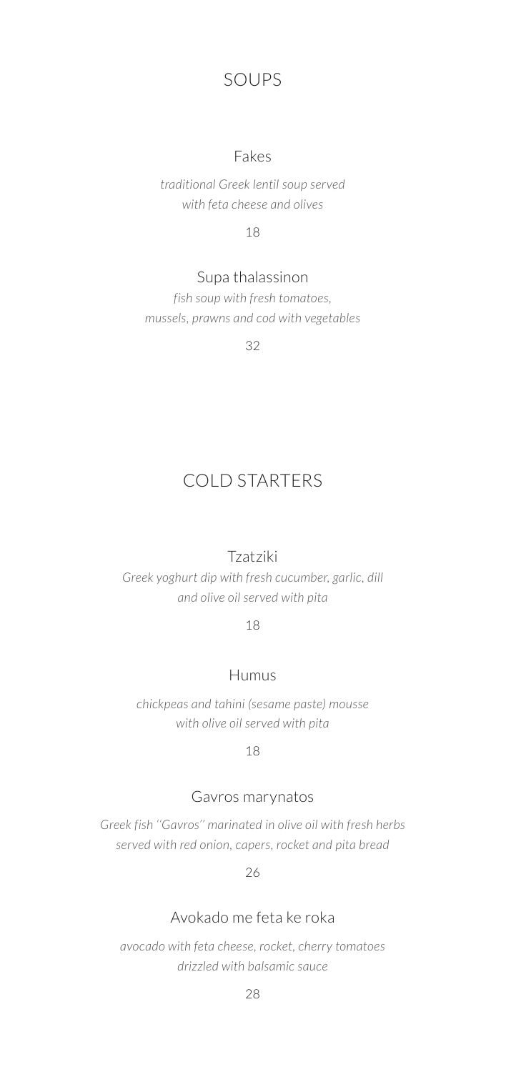## SOUPS

### Fakes

*traditional Greek lentil soup served with feta cheese and olives*

18

### Supa thalassinon

*fish soup with fresh tomatoes, mussels, prawns and cod with vegetables*

32

## COLD STARTERS

### Tzatziki

*Greek yoghurt dip with fresh cucumber, garlic, dill and olive oil served with pita*

18

### Humus

*chickpeas and tahini (sesame paste) mousse with olive oil served with pita*

18

### Gavros marynatos

*Greek fish ''Gavros'' marinated in olive oil with fresh herbs served with red onion, capers, rocket and pita bread*

26

### Avokado me feta ke roka

*avocado with feta cheese, rocket, cherry tomatoes drizzled with balsamic sauce*

28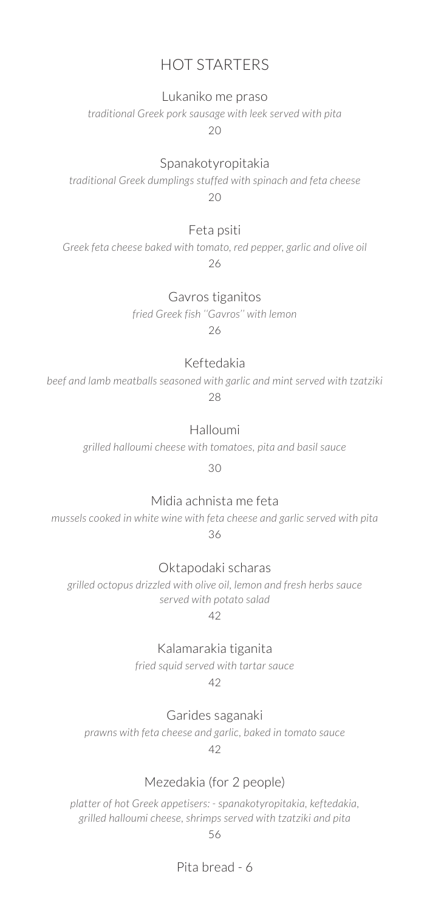## HOT STARTERS

### Lukaniko me praso

*traditional Greek pork sausage with leek served with pita*

20

### Spanakotyropitakia

*traditional Greek dumplings stuffed with spinach and feta cheese*

20

### Feta psiti

*Greek feta cheese baked with tomato, red pepper, garlic and olive oil*

26

### Gavros tiganitos

*fried Greek fish ''Gavros'' with lemon*

26

### Keftedakia

*beef and lamb meatballs seasoned with garlic and mint served with tzatziki*

28

### Halloumi

*grilled halloumi cheese with tomatoes, pita and basil sauce*

30

### Midia achnista me feta

*mussels cooked in white wine with feta cheese and garlic served with pita*

36

### Oktapodaki scharas

*grilled octopus drizzled with olive oil, lemon and fresh herbs sauce served with potato salad*

42

### Kalamarakia tiganita

*fried squid served with tartar sauce*

42

### Garides saganaki

*prawns with feta cheese and garlic, baked in tomato sauce*

42

### Mezedakia (for 2 people)

*platter of hot Greek appetisers: - spanakotyropitakia, keftedakia, grilled halloumi cheese, shrimps served with tzatziki and pita*

56

Pita bread - 6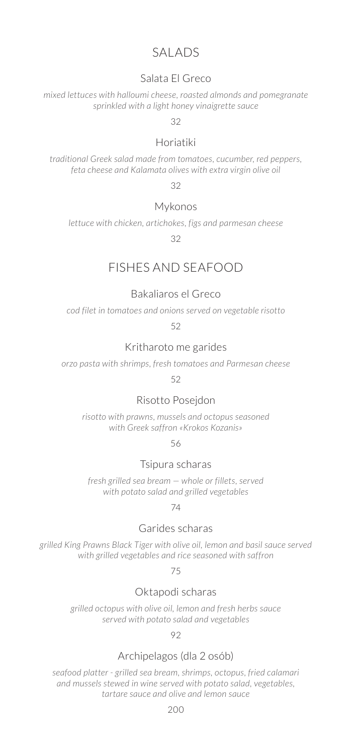## SALADS

### Salata El Greco

*mixed lettuces with halloumi cheese, roasted almonds and pomegranate sprinkled with a light honey vinaigrette sauce*

32

### Horiatiki

*traditional Greek salad made from tomatoes, cucumber, red peppers, feta cheese and Kalamata olives with extra virgin olive oil*

32

### Mykonos

*lettuce with chicken, artichokes, figs and parmesan cheese*

32

## FISHES AND SEAFOOD

### Bakaliaros el Greco

*cod filet in tomatoes and onions served on vegetable risotto*

52

### Kritharoto me garides

*orzo pasta with shrimps, fresh tomatoes and Parmesan cheese*

52

### Risotto Posejdon

*risotto with prawns, mussels and octopus seasoned with Greek saffron «Krokos Kozanis»*

56

### Tsipura scharas

*fresh grilled sea bream — whole or fillets, served with potato salad and grilled vegetables*

74

### Garides scharas

*grilled King Prawns Black Tiger with olive oil, lemon and basil sauce served with grilled vegetables and rice seasoned with saffron*

75

### Oktapodi scharas

*grilled octopus with olive oil, lemon and fresh herbs sauce served with potato salad and vegetables*

92

### Archipelagos (dla 2 osób)

*seafood platter - grilled sea bream, shrimps, octopus, fried calamari and mussels stewed in wine served with potato salad, vegetables, tartare sauce and olive and lemon sauce*

200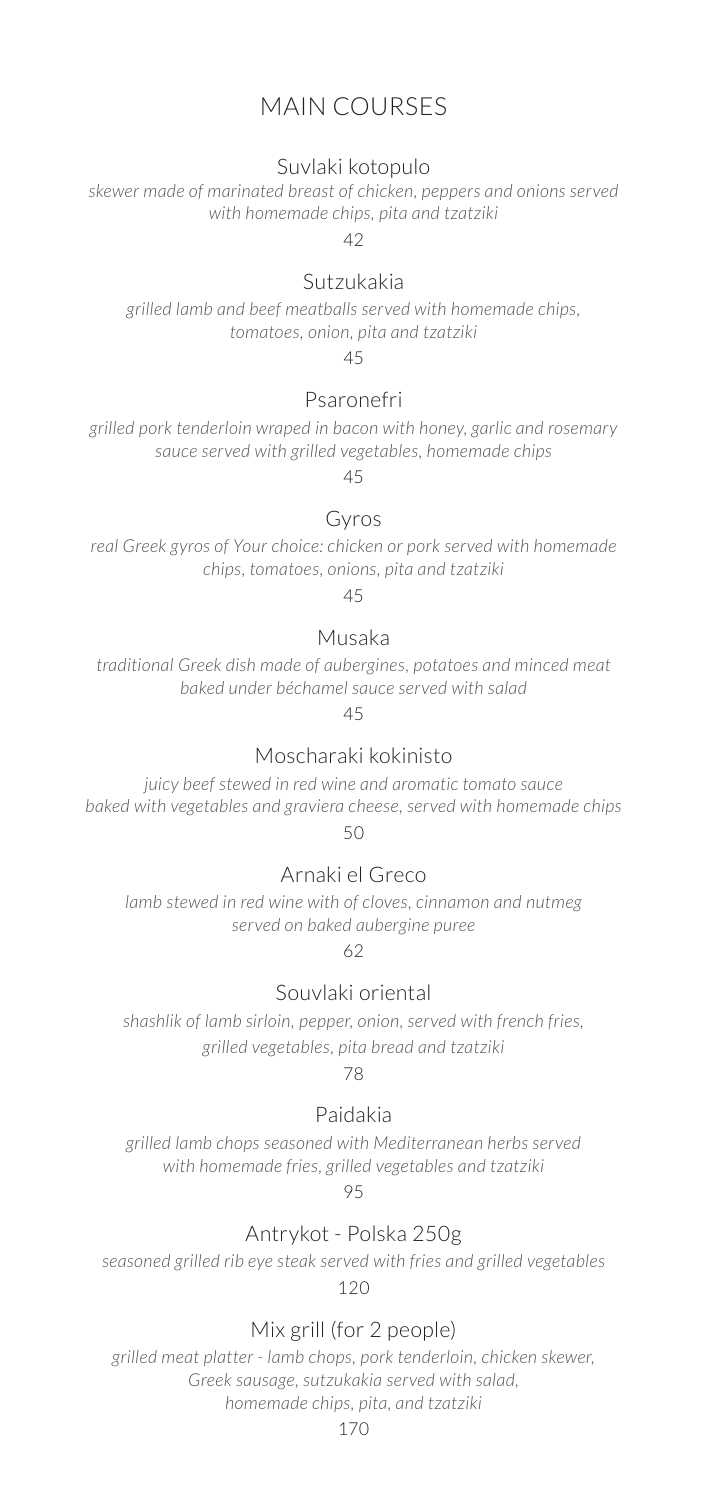# MAIN COURSES

### Suvlaki kotopulo

*skewer made of marinated breast of chicken, peppers and onions served with homemade chips, pita and tzatziki*

42

### Sutzukakia

*grilled lamb and beef meatballs served with homemade chips, tomatoes, onion, pita and tzatziki*

45

### Psaronefri

*grilled pork tenderloin wraped in bacon with honey, garlic and rosemary sauce served with grilled vegetables, homemade chips*

45

### Gyros

*real Greek gyros of Your choice: chicken or pork served with homemade chips, tomatoes, onions, pita and tzatziki*

45

### Musaka

*traditional Greek dish made of aubergines, potatoes and minced meat baked under béchamel sauce served with salad*

45

### Moscharaki kokinisto

*juicy beef stewed in red wine and aromatic tomato sauce baked with vegetables and graviera cheese, served with homemade chips*

50

### Arnaki el Greco

*lamb stewed in red wine with of cloves, cinnamon and nutmeg served on baked aubergine puree*

62

### Souvlaki oriental

*shashlik of lamb sirloin, pepper, onion, served with french fries, grilled vegetables, pita bread and tzatziki*

78

### Paidakia

*grilled lamb chops seasoned with Mediterranean herbs served with homemade fries, grilled vegetables and tzatziki*

95

### Antrykot - Polska 250g

*seasoned grilled rib eye steak served with fries and grilled vegetables*

120

### Mix grill (for 2 people)

*grilled meat platter - lamb chops, pork tenderloin, chicken skewer, Greek sausage, sutzukakia served with salad, homemade chips, pita, and tzatziki*

170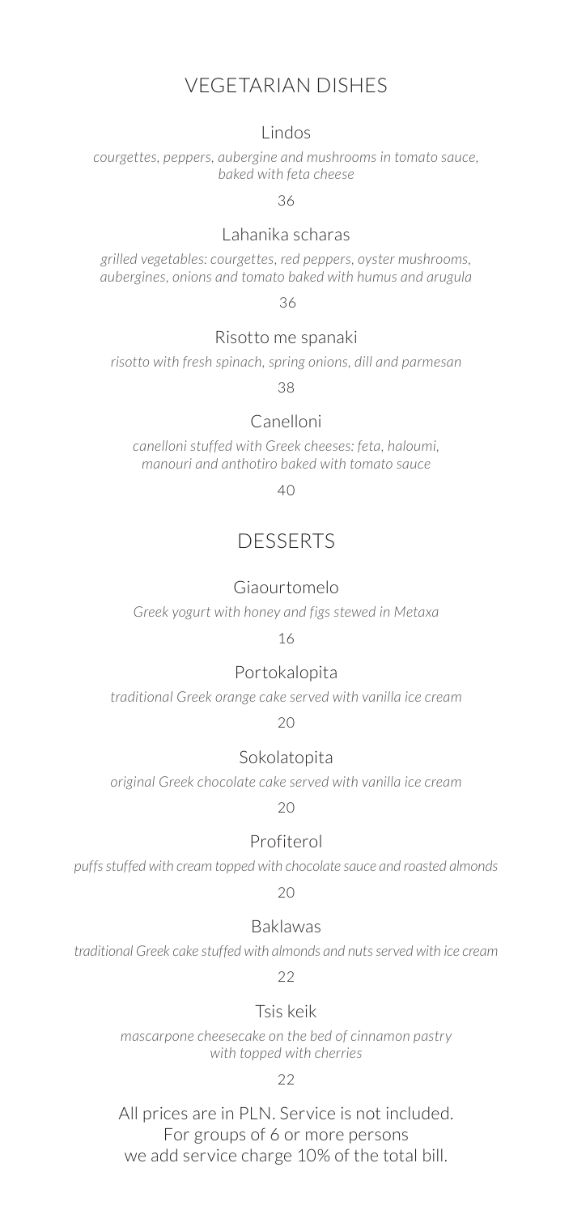## VEGETARIAN DISHES

### Lindos

*courgettes, peppers, aubergine and mushrooms in tomato sauce, baked with feta cheese*

36

### Lahanika scharas

*grilled vegetables: courgettes, red peppers, oyster mushrooms, aubergines, onions and tomato baked with humus and arugula*

36

### Risotto me spanaki

*risotto with fresh spinach, spring onions, dill and parmesan*

38

### Canelloni

*canelloni stuffed with Greek cheeses: feta, haloumi, manouri and anthotiro baked with tomato sauce*

40

## DESSERTS

### Giaourtomelo

*Greek yogurt with honey and figs stewed in Metaxa*

16

### Portokalopita

*traditional Greek orange cake served with vanilla ice cream*

20

### Sokolatopita

*original Greek chocolate cake served with vanilla ice cream*

20

### Profiterol

*puffs stuffed with cream topped with chocolate sauce and roasted almonds*

20

### Baklawas

*traditional Greek cake stuffed with almonds and nuts served with ice cream*

22

### Tsis keik

*mascarpone cheesecake on the bed of cinnamon pastry with topped with cherries*

22

All prices are in PLN. Service is not included.
For groups of 6 or more persons
we add service charge 10% of the total bill.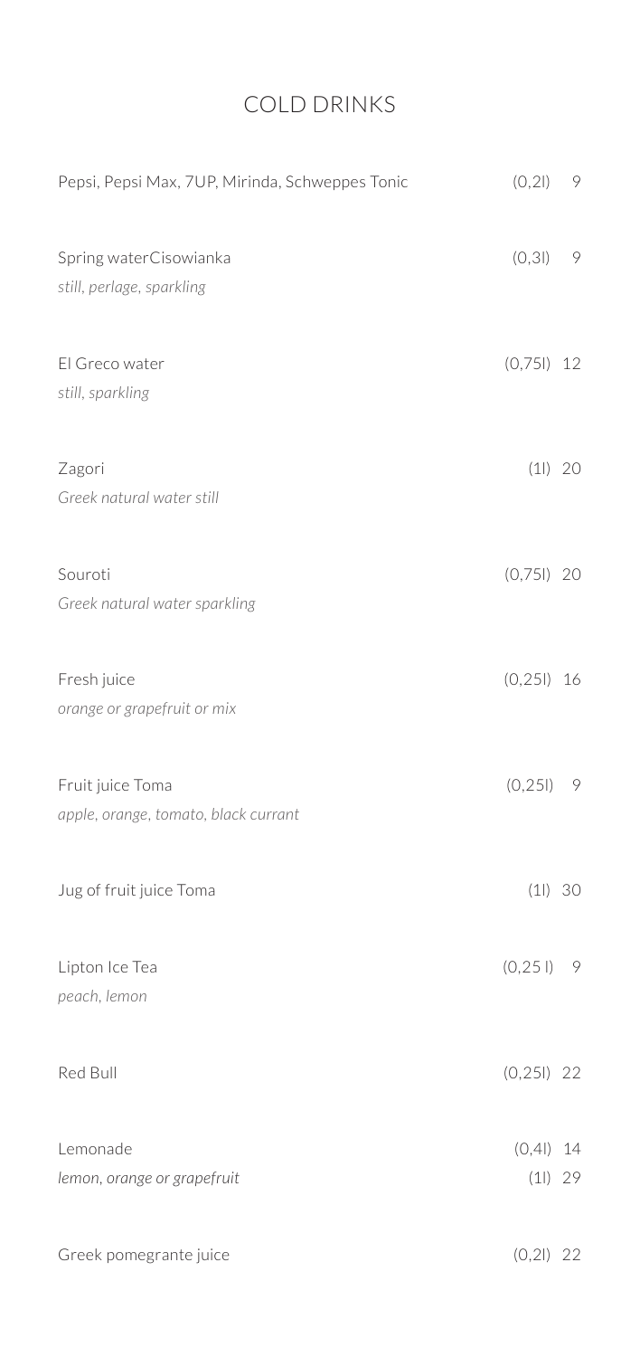# COLD DRINKS

| | | |
|---|---|---|
| Pepsi, Pepsi Max, 7UP, Mirinda, Schweppes Tonic | (0,2l) | 9 |
| Spring waterCisowianka<br>*still, perlage, sparkling* | (0,3l) | 9 |
| El Greco water<br>*still, sparkling* | (0,75l) | 12 |
| Zagori<br>*Greek natural water still* | (1l) | 20 |
| Souroti<br>*Greek natural water sparkling* | (0,75l) | 20 |
| Fresh juice<br>*orange or grapefruit or mix* | (0,25l) | 16 |
| Fruit juice Toma<br>*apple, orange, tomato, black currant* | (0,25l) | 9 |
| Jug of fruit juice Toma | (1l) | 30 |
| Lipton Ice Tea<br>*peach, lemon* | (0,25 l) | 9 |
| Red Bull | (0,25l) | 22 |
| Lemonade<br>*lemon, orange or grapefruit* | (0,4l)<br>(1l) | 14<br>29 |
| Greek pomegrante juice | (0,2l) | 22 |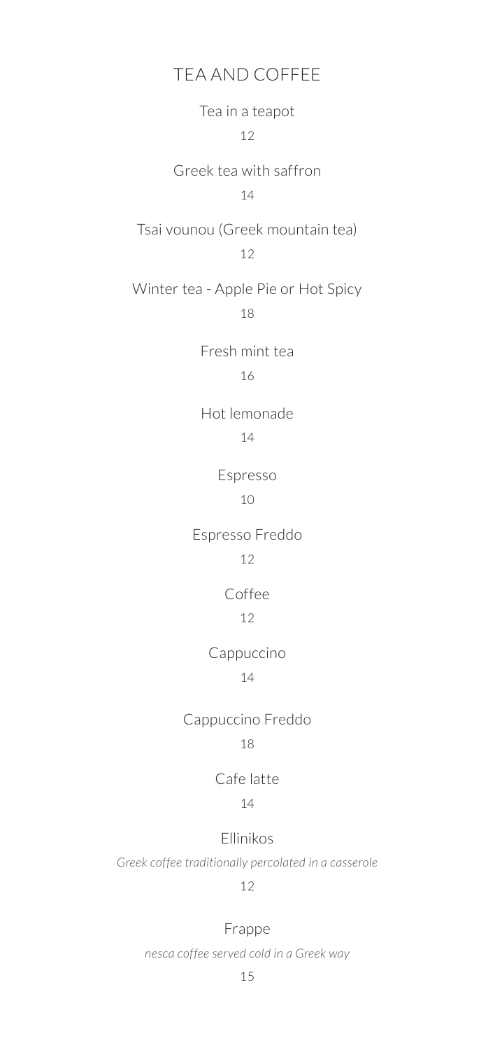## TEA AND COFFEE

Tea in a teapot

12

Greek tea with saffron

14

Tsai vounou (Greek mountain tea)

12

Winter tea - Apple Pie or Hot Spicy

18

Fresh mint tea

16

Hot lemonade

14

Espresso

10

Espresso Freddo

12

Coffee

12

Cappuccino

14

Cappuccino Freddo

18

Cafe latte

14

Ellinikos

*Greek coffee traditionally percolated in a casserole*

12

Frappe

*nesca coffee served cold in a Greek way*

15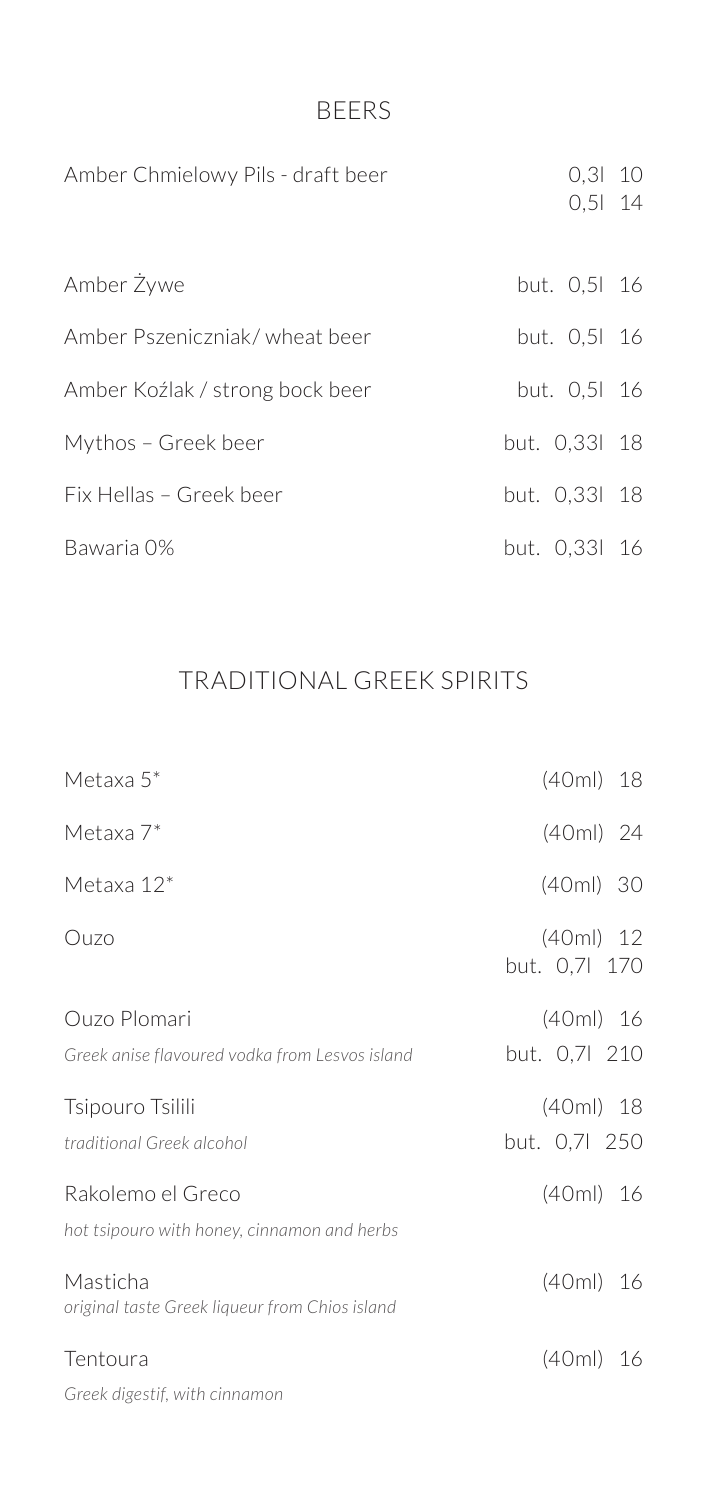## BEERS

| | | |
|---|---|---|
| Amber Chmielowy Pils - draft beer | 0,3l<br>0,5l | 10<br>14 |
| Amber Żywe | but. 0,5l | 16 |
| Amber Pszeniczniak/ wheat beer | but. 0,5l | 16 |
| Amber Koźlak / strong bock beer | but. 0,5l | 16 |
| Mythos – Greek beer | but. 0,33l | 18 |
| Fix Hellas – Greek beer | but. 0,33l | 18 |
| Bawaria 0% | but. 0,33l | 16 |

## TRADITIONAL GREEK SPIRITS

| | | |
|---|---|---|
| Metaxa 5* | (40ml) | 18 |
| Metaxa 7* | (40ml) | 24 |
| Metaxa 12* | (40ml) | 30 |
| Ouzo | (40ml)<br>but. 0,7l | 12<br>170 |
| Ouzo Plomari<br>*Greek anise flavoured vodka from Lesvos island* | (40ml)<br>but. 0,7l | 16<br>210 |
| Tsipouro Tsilili<br>*traditional Greek alcohol* | (40ml)<br>but. 0,7l | 18<br>250 |
| Rakolemo el Greco<br>*hot tsipouro with honey, cinnamon and herbs* | (40ml) | 16 |
| Masticha<br>*original taste Greek liqueur from Chios island* | (40ml) | 16 |
| Tentoura<br>*Greek digestif, with cinnamon* | (40ml) | 16 |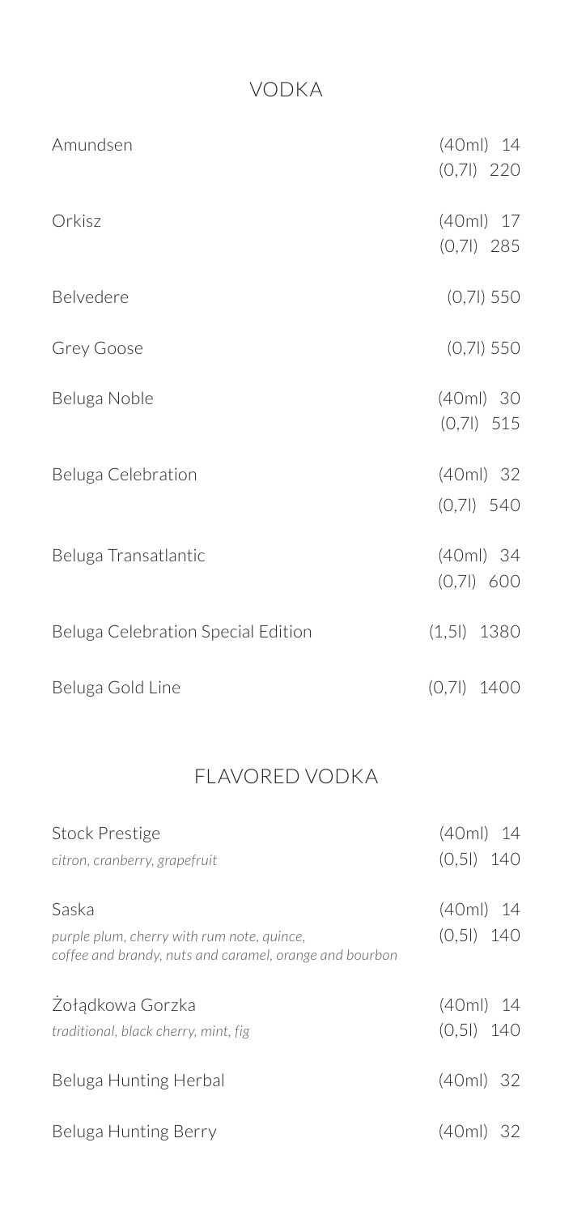## VODKA

| | |
|---|---|
| Amundsen | (40ml) 14<br>(0,7l) 220 |
| Orkisz | (40ml) 17<br>(0,7l) 285 |
| Belvedere | (0,7l) 550 |
| Grey Goose | (0,7l) 550 |
| Beluga Noble | (40ml) 30<br>(0,7l) 515 |
| Beluga Celebration | (40ml) 32<br>(0,7l) 540 |
| Beluga Transatlantic | (40ml) 34<br>(0,7l) 600 |
| Beluga Celebration Special Edition | (1,5l) 1380 |
| Beluga Gold Line | (0,7l) 1400 |

## FLAVORED VODKA

| | |
|---|---|
| Stock Prestige<br>*citron, cranberry, grapefruit* | (40ml) 14<br>(0,5l) 140 |
| Saska<br>*purple plum, cherry with rum note, quince, coffee and brandy, nuts and caramel, orange and bourbon* | (40ml) 14<br>(0,5l) 140 |
| Żołądkowa Gorzka<br>*traditional, black cherry, mint, fig* | (40ml) 14<br>(0,5l) 140 |
| Beluga Hunting Herbal | (40ml) 32 |
| Beluga Hunting Berry | (40ml) 32 |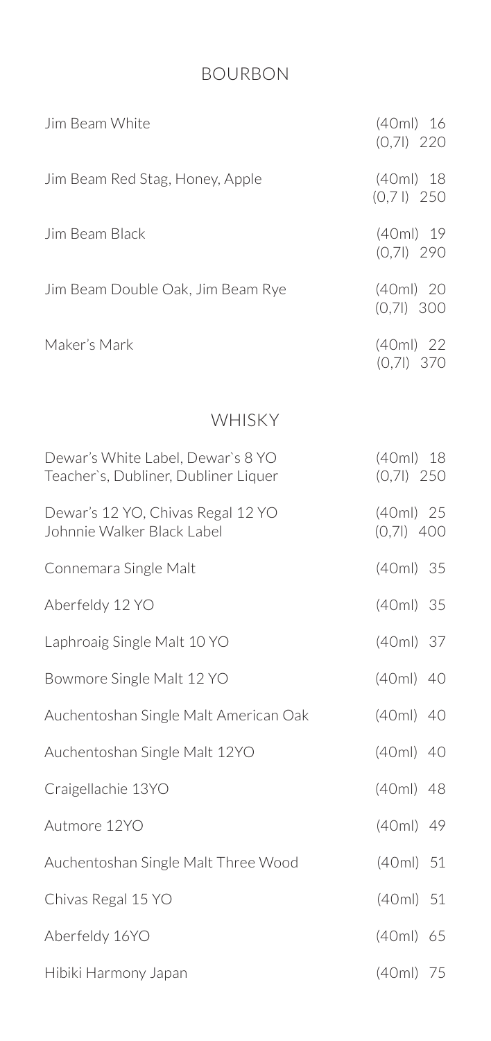## BOURBON

| | |
|---|---|
| Jim Beam White | (40ml) 16<br>(0,7l) 220 |
| Jim Beam Red Stag, Honey, Apple | (40ml) 18<br>(0,7 l) 250 |
| Jim Beam Black | (40ml) 19<br>(0,7l) 290 |
| Jim Beam Double Oak, Jim Beam Rye | (40ml) 20<br>(0,7l) 300 |
| Maker's Mark | (40ml) 22<br>(0,7l) 370 |

## WHISKY

| | |
|---|---|
| Dewar's White Label, Dewar`s 8 YO<br>Teacher`s, Dubliner, Dubliner Liquer | (40ml) 18<br>(0,7l) 250 |
| Dewar's 12 YO, Chivas Regal 12 YO<br>Johnnie Walker Black Label | (40ml) 25<br>(0,7l) 400 |
| Connemara Single Malt | (40ml) 35 |
| Aberfeldy 12 YO | (40ml) 35 |
| Laphroaig Single Malt 10 YO | (40ml) 37 |
| Bowmore Single Malt 12 YO | (40ml) 40 |
| Auchentoshan Single Malt American Oak | (40ml) 40 |
| Auchentoshan Single Malt 12YO | (40ml) 40 |
| Craigellachie 13YO | (40ml) 48 |
| Autmore 12YO | (40ml) 49 |
| Auchentoshan Single Malt Three Wood | (40ml) 51 |
| Chivas Regal 15 YO | (40ml) 51 |
| Aberfeldy 16YO | (40ml) 65 |
| Hibiki Harmony Japan | (40ml) 75 |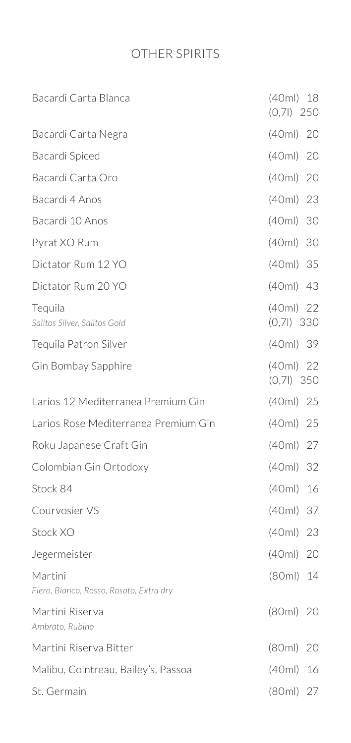# OTHER SPIRITS

| Item | Size | Price |
| --- | --- | --- |
| Bacardi Carta Blanca | (40ml) | 18 |
| | (0,7l) | 250 |
| Bacardi Carta Negra | (40ml) | 20 |
| Bacardi Spiced | (40ml) | 20 |
| Bacardi Carta Oro | (40ml) | 20 |
| Bacardi 4 Anos | (40ml) | 23 |
| Bacardi 10 Anos | (40ml) | 30 |
| Pyrat XO Rum | (40ml) | 30 |
| Dictator Rum 12 YO | (40ml) | 35 |
| Dictator Rum 20 YO | (40ml) | 43 |
| Tequila<br>*Salitos Silver, Salitos Gold* | (40ml) | 22 |
| | (0,7l) | 330 |
| Tequila Patron Silver | (40ml) | 39 |
| Gin Bombay Sapphire | (40ml) | 22 |
| | (0,7l) | 350 |
| Larios 12 Mediterranea Premium Gin | (40ml) | 25 |
| Larios Rose Mediterranea Premium Gin | (40ml) | 25 |
| Roku Japanese Craft Gin | (40ml) | 27 |
| Colombian Gin Ortodoxy | (40ml) | 32 |
| Stock 84 | (40ml) | 16 |
| Courvosier VS | (40ml) | 37 |
| Stock XO | (40ml) | 23 |
| Jegermeister | (40ml) | 20 |
| Martini<br>*Fiero, Bianco, Rosso, Rosato, Extra dry* | (80ml) | 14 |
| Martini Riserva<br>*Ambrato, Rubino* | (80ml) | 20 |
| Martini Riserva Bitter | (80ml) | 20 |
| Malibu, Cointreau, Bailey's, Passoa | (40ml) | 16 |
| St. Germain | (80ml) | 27 |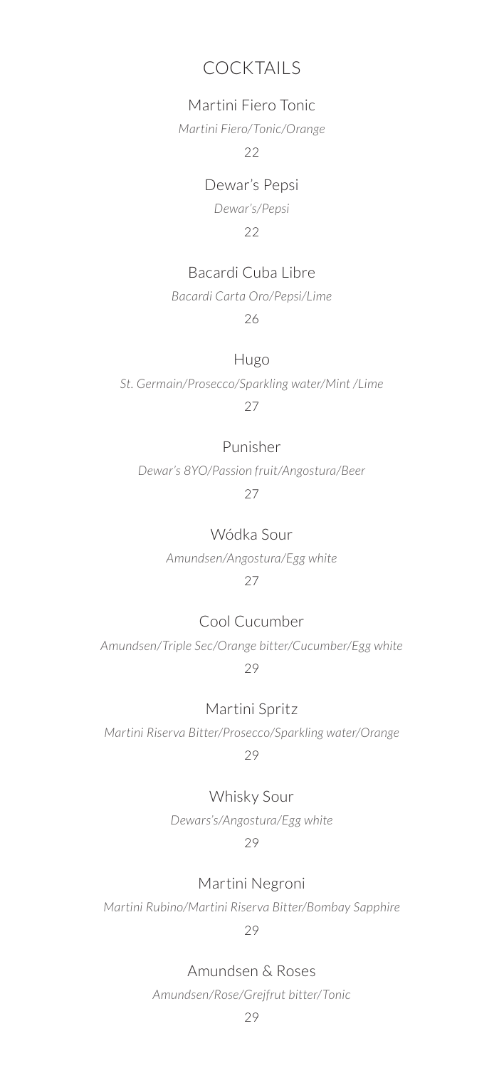# COCKTAILS

Martini Fiero Tonic

*Martini Fiero/Tonic/Orange*

22

Dewar's Pepsi

*Dewar's/Pepsi*

22

Bacardi Cuba Libre

*Bacardi Carta Oro/Pepsi/Lime*

26

Hugo

*St. Germain/Prosecco/Sparkling water/Mint /Lime*

27

Punisher

*Dewar's 8YO/Passion fruit/Angostura/Beer*

27

Wódka Sour

*Amundsen/Angostura/Egg white*

27

Cool Cucumber

*Amundsen/Triple Sec/Orange bitter/Cucumber/Egg white*

29

Martini Spritz

*Martini Riserva Bitter/Prosecco/Sparkling water/Orange*

29

Whisky Sour

*Dewars's/Angostura/Egg white*

29

Martini Negroni

*Martini Rubino/Martini Riserva Bitter/Bombay Sapphire*

29

Amundsen & Roses

*Amundsen/Rose/Grejfrut bitter/Tonic*

29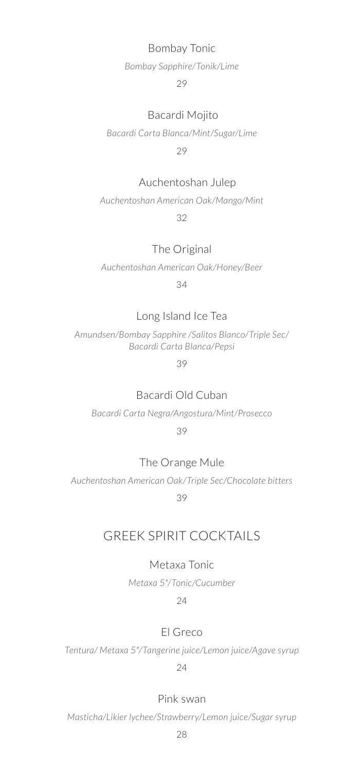Bombay Tonic

*Bombay Sapphire/Tonik/Lime*

29

Bacardi Mojito

*Bacardi Carta Blanca/Mint/Sugar/Lime*

29

Auchentoshan Julep

*Auchentoshan American Oak/Mango/Mint*

32

The Original

*Auchentoshan American Oak/Honey/Beer*

34

Long Island Ice Tea

*Amundsen/Bombay Sapphire /Salitos Blanco/Triple Sec/ Bacardi Carta Blanca/Pepsi*

39

Bacardi Old Cuban

*Bacardi Carta Negra/Angostura/Mint/Prosecco*

39

The Orange Mule

*Auchentoshan American Oak/Triple Sec/Chocolate bitters*

39

## GREEK SPIRIT COCKTAILS

Metaxa Tonic

*Metaxa 5*/Tonic/Cucumber*

24

El Greco

*Tentura/ Metaxa 5*/Tangerine juice/Lemon juice/Agave syrup*

24

Pink swan

*Masticha/Likier lychee/Strawberry/Lemon juice/Sugar syrup*

28